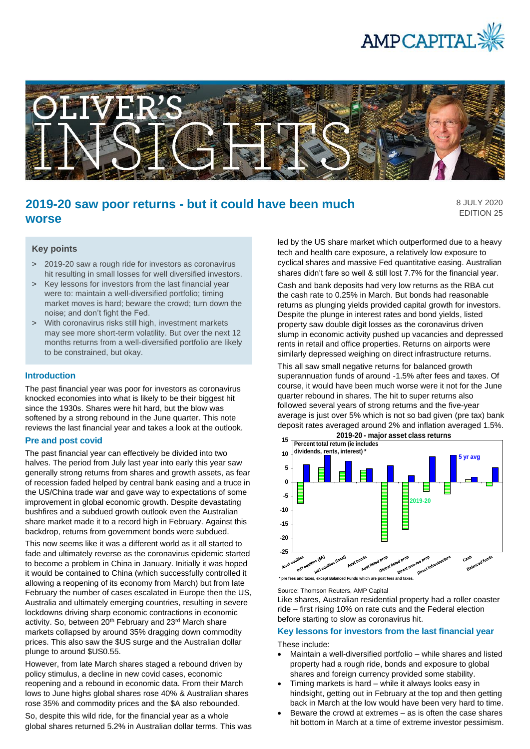# 2019-20 saw poor returns - but it could have been much worse

8 JULY 2020
EDITION 25

### Key points

> 2019-20 saw a rough ride for investors as coronavirus hit resulting in small losses for well diversified investors.

> Key lessons for investors from the last financial year were to: maintain a well-diversified portfolio; timing market moves is hard; beware the crowd; turn down the noise; and don't fight the Fed.

> With coronavirus risks still high, investment markets may see more short-term volatility. But over the next 12 months returns from a well-diversified portfolio are likely to be constrained, but okay.

## Introduction

The past financial year was poor for investors as coronavirus knocked economies into what is likely to be their biggest hit since the 1930s. Shares were hit hard, but the blow was softened by a strong rebound in the June quarter. This note reviews the last financial year and takes a look at the outlook.

## Pre and post covid

The past financial year can effectively be divided into two halves. The period from July last year into early this year saw generally strong returns from shares and growth assets, as fear of recession faded helped by central bank easing and a truce in the US/China trade war and gave way to expectations of some improvement in global economic growth. Despite devastating bushfires and a subdued growth outlook even the Australian share market made it to a record high in February. Against this backdrop, returns from government bonds were subdued.

This now seems like it was a different world as it all started to fade and ultimately reverse as the coronavirus epidemic started to become a problem in China in January. Initially it was hoped it would be contained to China (which successfully controlled it allowing a reopening of its economy from March) but from late February the number of cases escalated in Europe then the US, Australia and ultimately emerging countries, resulting in severe lockdowns driving sharp economic contractions in economic activity. So, between 20th February and 23rd March share markets collapsed by around 35% dragging down commodity prices. This also saw the $US surge and the Australian dollar plunge to around $US0.55.

However, from late March shares staged a rebound driven by policy stimulus, a decline in new covid cases, economic reopening and a rebound in economic data. From their March lows to June highs global shares rose 40% & Australian shares rose 35% and commodity prices and the $A also rebounded.

So, despite this wild ride, for the financial year as a whole global shares returned 5.2% in Australian dollar terms. This was led by the US share market which outperformed due to a heavy tech and health care exposure, a relatively low exposure to cyclical shares and massive Fed quantitative easing. Australian shares didn't fare so well & still lost 7.7% for the financial year.

Cash and bank deposits had very low returns as the RBA cut the cash rate to 0.25% in March. But bonds had reasonable returns as plunging yields provided capital growth for investors. Despite the plunge in interest rates and bond yields, listed property saw double digit losses as the coronavirus driven slump in economic activity pushed up vacancies and depressed rents in retail and office properties. Returns on airports were similarly depressed weighing on direct infrastructure returns.

This all saw small negative returns for balanced growth superannuation funds of around -1.5% after fees and taxes. Of course, it would have been much worse were it not for the June quarter rebound in shares. The hit to super returns also followed several years of strong returns and the five-year average is just over 5% which is not so bad given (pre tax) bank deposit rates averaged around 2% and inflation averaged 1.5%.

**2019-20 - major asset class returns**

Percent total return (ie includes dividends, rents, interest) *

Series: 2019-20; 5 yr avg

Categories: Aust equities, Int'l equities ($A), Int'l equities (local), Aust bonds, Aust listed prop, Global listed prop, Direct non-res prop, Direct infrastructure, Cash, Balanced funds

\* pre fees and taxes, except Balanced Funds which are post fees and taxes.

Source: Thomson Reuters, AMP Capital

Like shares, Australian residential property had a roller coaster ride – first rising 10% on rate cuts and the Federal election before starting to slow as coronavirus hit.

## Key lessons for investors from the last financial year

These include:

- Maintain a well-diversified portfolio – while shares and listed property had a rough ride, bonds and exposure to global shares and foreign currency provided some stability.
- Timing markets is hard – while it always looks easy in hindsight, getting out in February at the top and then getting back in March at the low would have been very hard to time.
- Beware the crowd at extremes – as is often the case shares hit bottom in March at a time of extreme investor pessimism.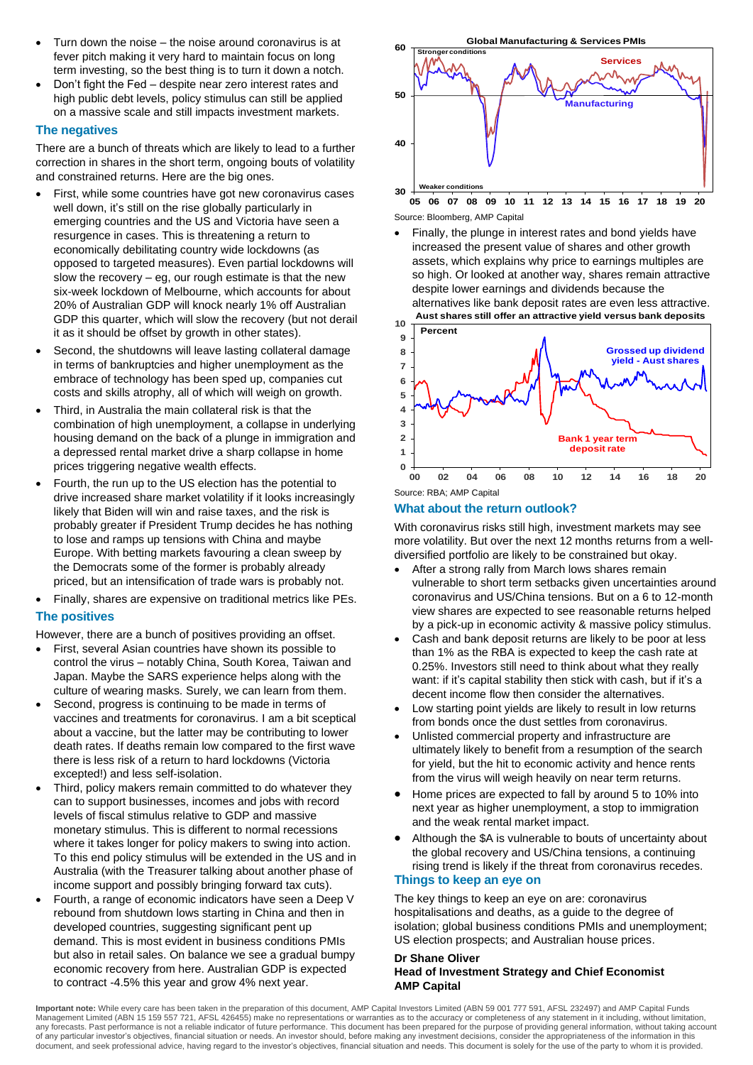- Turn down the noise – the noise around coronavirus is at fever pitch making it very hard to maintain focus on long term investing, so the best thing is to turn it down a notch.
- Don't fight the Fed – despite near zero interest rates and high public debt levels, policy stimulus can still be applied on a massive scale and still impacts investment markets.

### The negatives

There are a bunch of threats which are likely to lead to a further correction in shares in the short term, ongoing bouts of volatility and constrained returns. Here are the big ones.

- First, while some countries have got new coronavirus cases well down, it's still on the rise globally particularly in emerging countries and the US and Victoria have seen a resurgence in cases. This is threatening a return to economically debilitating country wide lockdowns (as opposed to targeted measures). Even partial lockdowns will slow the recovery – eg, our rough estimate is that the new six-week lockdown of Melbourne, which accounts for about 20% of Australian GDP will knock nearly 1% off Australian GDP this quarter, which will slow the recovery (but not derail it as it should be offset by growth in other states).
- Second, the shutdowns will leave lasting collateral damage in terms of bankruptcies and higher unemployment as the embrace of technology has been sped up, companies cut costs and skills atrophy, all of which will weigh on growth.
- Third, in Australia the main collateral risk is that the combination of high unemployment, a collapse in underlying housing demand on the back of a plunge in immigration and a depressed rental market drive a sharp collapse in home prices triggering negative wealth effects.
- Fourth, the run up to the US election has the potential to drive increased share market volatility if it looks increasingly likely that Biden will win and raise taxes, and the risk is probably greater if President Trump decides he has nothing to lose and ramps up tensions with China and maybe Europe. With betting markets favouring a clean sweep by the Democrats some of the former is probably already priced, but an intensification of trade wars is probably not.
- Finally, shares are expensive on traditional metrics like PEs.

### The positives

However, there are a bunch of positives providing an offset.

- First, several Asian countries have shown its possible to control the virus – notably China, South Korea, Taiwan and Japan. Maybe the SARS experience helps along with the culture of wearing masks. Surely, we can learn from them.
- Second, progress is continuing to be made in terms of vaccines and treatments for coronavirus. I am a bit sceptical about a vaccine, but the latter may be contributing to lower death rates. If deaths remain low compared to the first wave there is less risk of a return to hard lockdowns (Victoria excepted!) and less self-isolation.
- Third, policy makers remain committed to do whatever they can to support businesses, incomes and jobs with record levels of fiscal stimulus relative to GDP and massive monetary stimulus. This is different to normal recessions where it takes longer for policy makers to swing into action. To this end policy stimulus will be extended in the US and in Australia (with the Treasurer talking about another phase of income support and possibly bringing forward tax cuts).
- Fourth, a range of economic indicators have seen a Deep V rebound from shutdown lows starting in China and then in developed countries, suggesting significant pent up demand. This is most evident in business conditions PMIs but also in retail sales. On balance we see a gradual bumpy economic recovery from here. Australian GDP is expected to contract -4.5% this year and grow 4% next year.

Global Manufacturing & Services PMIs

Stronger conditions
Services
Manufacturing
Weaker conditions
60
50
40
30
05 06 07 08 09 10 11 12 13 14 15 16 17 18 19 20

Source: Bloomberg, AMP Capital

- Finally, the plunge in interest rates and bond yields have increased the present value of shares and other growth assets, which explains why price to earnings multiples are so high. Or looked at another way, shares remain attractive despite lower earnings and dividends because the alternatives like bank deposit rates are even less attractive.

Aust shares still offer an attractive yield versus bank deposits

Percent
Grossed up dividend yield - Aust shares
Bank 1 year term deposit rate
10
9
8
7
6
5
4
3
2
1
0
00 02 04 06 08 10 12 14 16 18 20

Source: RBA; AMP Capital

### What about the return outlook?

With coronavirus risks still high, investment markets may see more volatility. But over the next 12 months returns from a well-diversified portfolio are likely to be constrained but okay.

- After a strong rally from March lows shares remain vulnerable to short term setbacks given uncertainties around coronavirus and US/China tensions. But on a 6 to 12-month view shares are expected to see reasonable returns helped by a pick-up in economic activity & massive policy stimulus.
- Cash and bank deposit returns are likely to be poor at less than 1% as the RBA is expected to keep the cash rate at 0.25%. Investors still need to think about what they really want: if it's capital stability then stick with cash, but if it's a decent income flow then consider the alternatives.
- Low starting point yields are likely to result in low returns from bonds once the dust settles from coronavirus.
- Unlisted commercial property and infrastructure are ultimately likely to benefit from a resumption of the search for yield, but the hit to economic activity and hence rents from the virus will weigh heavily on near term returns.
- Home prices are expected to fall by around 5 to 10% into next year as higher unemployment, a stop to immigration and the weak rental market impact.
- Although the $A is vulnerable to bouts of uncertainty about the global recovery and US/China tensions, a continuing rising trend is likely if the threat from coronavirus recedes.

### Things to keep an eye on

The key things to keep an eye on are: coronavirus hospitalisations and deaths, as a guide to the degree of isolation; global business conditions PMIs and unemployment; US election prospects; and Australian house prices.

**Dr Shane Oliver**
**Head of Investment Strategy and Chief Economist**
**AMP Capital**

**Important note:** While every care has been taken in the preparation of this document, AMP Capital Investors Limited (ABN 59 001 777 591, AFSL 232497) and AMP Capital Funds Management Limited (ABN 15 159 557 721, AFSL 426455) make no representations or warranties as to the accuracy or completeness of any statement in it including, without limitation, any forecasts. Past performance is not a reliable indicator of future performance. This document has been prepared for the purpose of providing general information, without taking account of any particular investor's objectives, financial situation or needs. An investor should, before making any investment decisions, consider the appropriateness of the information in this document, and seek professional advice, having regard to the investor's objectives, financial situation and needs. This document is solely for the use of the party to whom it is provided.